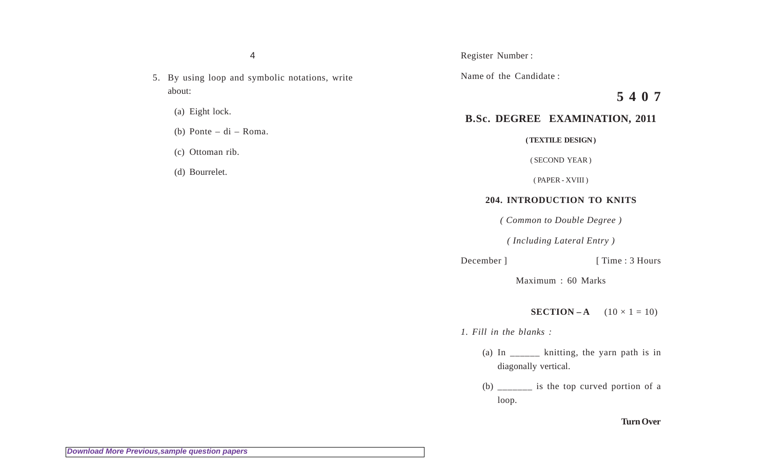5. By using loop and symbolic notations, write about:

   (a) Eight lock.

   (b) Ponte – di – Roma.

   (c) Ottoman rib.

   (d) Bourrelet.

Register Number :

Name of the Candidate :

**5 4 0 7**

## B.Sc. DEGREE EXAMINATION, 2011

**( TEXTILE DESIGN )**

( SECOND YEAR )

( PAPER - XVIII )

### 204. INTRODUCTION TO KNITS

*( Common to Double Degree )*

*( Including Lateral Entry )*

December ] [ Time : 3 Hours

Maximum : 60 Marks

**SECTION – A** $(10 \times 1 = 10)$

*1. Fill in the blanks :*

   (a) In ______ knitting, the yarn path is in diagonally vertical.

   (b) _______ is the top curved portion of a loop.

**Turn Over**

*Download More Previous,sample question papers*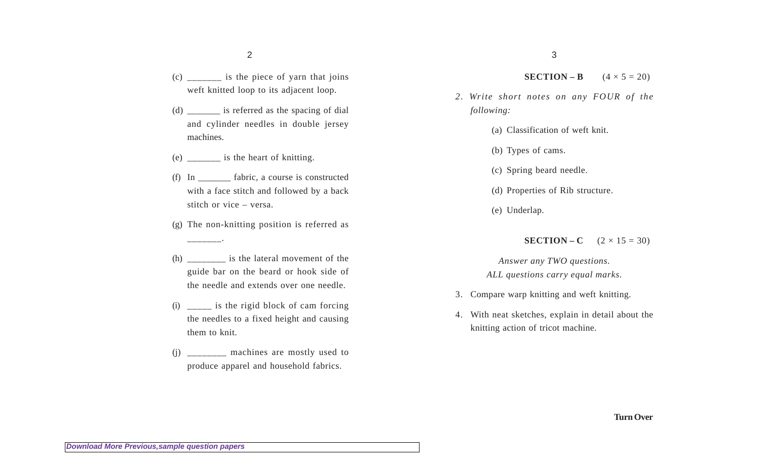(c) _______ is the piece of yarn that joins weft knitted loop to its adjacent loop.

(d) _______ is referred as the spacing of dial and cylinder needles in double jersey machines.

(e) _______ is the heart of knitting.

(f) In _______ fabric, a course is constructed with a face stitch and followed by a back stitch or vice – versa.

(g) The non-knitting position is referred as _______.

(h) ________ is the lateral movement of the guide bar on the beard or hook side of the needle and extends over one needle.

(i) _____ is the rigid block of cam forcing the needles to a fixed height and causing them to knit.

(j) ________ machines are mostly used to produce apparel and household fabrics.

**SECTION – B** $(4 \times 5 = 20)$

2. *Write short notes on any FOUR of the following:*

   (a) Classification of weft knit.

   (b) Types of cams.

   (c) Spring beard needle.

   (d) Properties of Rib structure.

   (e) Underlap.

**SECTION – C** $(2 \times 15 = 30)$

*Answer any TWO questions.*
*ALL questions carry equal marks.*

3. Compare warp knitting and weft knitting.

4. With neat sketches, explain in detail about the knitting action of tricot machine.

**Turn Over**